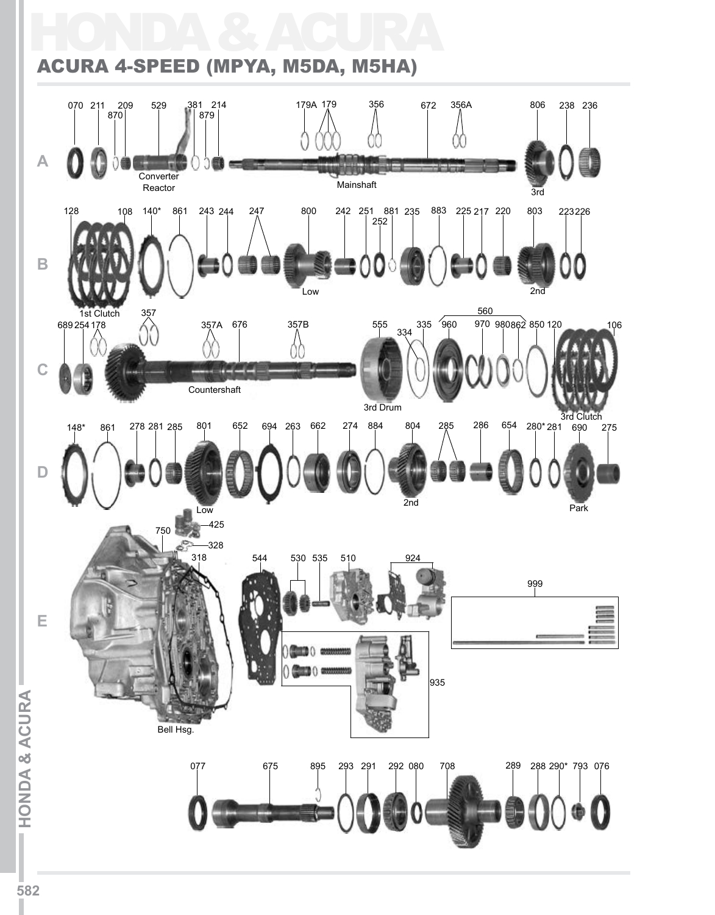# HONDA & ACURA

## ACURA 4-SPEED (MPYA, M5DA, M5HA)

A

070 211 870 209 529 381 879 214 179A 179 356 672 356A 806 238 236

Converter Reactor

Mainshaft

3rd

B

128 108 140* 861 243 244 247 800 242 251 252 881 235 883 225 217 220 803 223 226

1st Clutch

Low

2nd

C

689 254 178 357 357A 676 357B 555 334 335 560 960 970 980 862 850 120 106

Countershaft

3rd Drum

3rd Clutch

D

148* 861 278 281 285 801 652 694 263 662 274 884 804 285 286 654 280* 281 690 275

Low

2nd

Park

E

750 425 328 318 544 530 535 510 924 999 935

Bell Hsg.

077 675 895 293 291 292 080 708 289 288 290* 793 076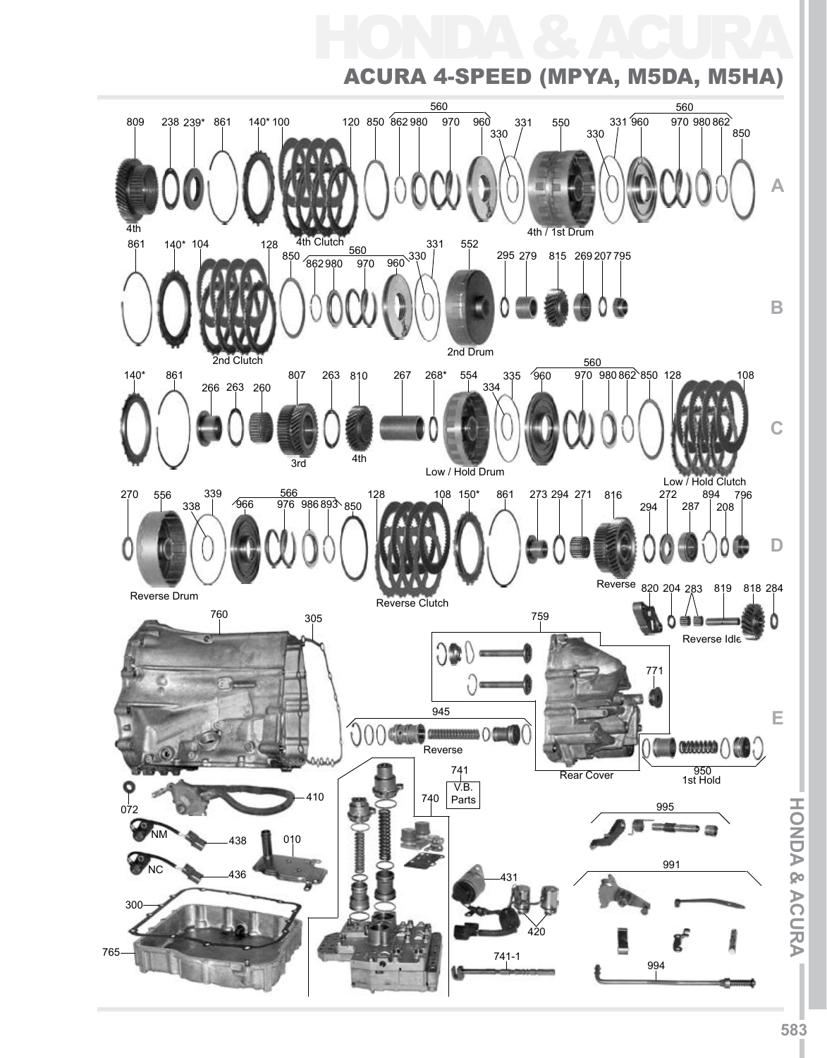# ACURA 4-SPEED (MPYA, M5DA, M5HA)

A

809 238 239* 861 140* 100 120 850 560 862 980 970 960 330 331 550 330 331 560 960 970 980 862 850

4th

4th Clutch

4th / 1st Drum

B

861 140* 104 128 850 560 862 980 970 960 330 331 552 295 279 815 269 207 795

2nd Clutch

2nd Drum

C

140* 861 266 263 260 807 263 810 267 268* 554 334 335 560 960 970 980 862 850 128 108

3rd

4th

Low / Hold Drum

Low / Hold Clutch

D

270 556 338 339 566 966 976 986 893 850 128 108 150* 861 273 294 271 816 294 272 287 894 208 796

Reverse Drum

Reverse Clutch

Reverse

820 204 283 819 818 284

Reverse Idle

E

760 305 759 771

945

Reverse

Rear Cover

950

1st Hold

741

V.B. Parts

740

072 410

NM 438 010

NC 436

300

765

431

420

741-1

995

991

994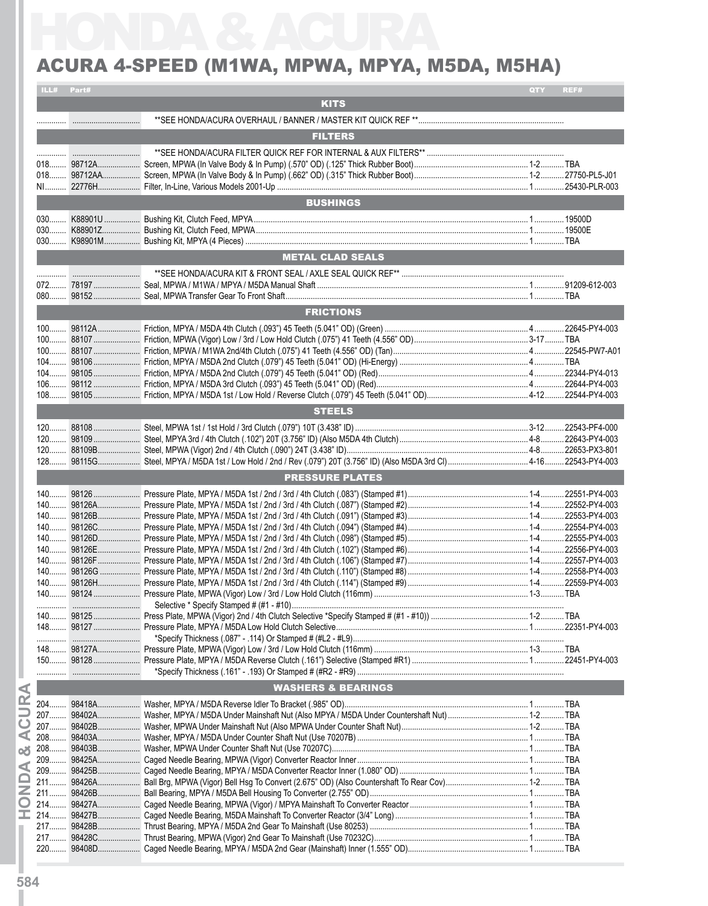# HONDA & ACURA

## ACURA 4-SPEED (M1WA, MPWA, MPYA, M5DA, M5HA)

| ILL# | Part# | | QTY | REF# |
|---|---|---|---|---|
| | | **KITS** | | |
| | | **SEE HONDA/ACURA OVERHAUL / BANNER / MASTER KIT QUICK REF ** | | |
| | | **FILTERS** | | |
| | | **SEE HONDA/ACURA FILTER QUICK REF FOR INTERNAL & AUX FILTERS** | | |
| 018 | 98712A | Screen, MPWA (In Valve Body & In Pump) (.570" OD) (.125" Thick Rubber Boot) | 1-2 | TBA |
| 018 | 98712AA | Screen, MPWA (In Valve Body & In Pump) (.662" OD) (.315" Thick Rubber Boot) | 1-2 | 27750-PL5-J01 |
| NI | 22776H | Filter, In-Line, Various Models 2001-Up | 1 | 25430-PLR-003 |
| | | **BUSHINGS** | | |
| 030 | K88901U | Bushing Kit, Clutch Feed, MPYA | 1 | 19500D |
| 030 | K88901Z | Bushing Kit, Clutch Feed, MPWA | 1 | 19500E |
| 030 | K98901M | Bushing Kit, MPYA (4 Pieces) | 1 | TBA |
| | | **METAL CLAD SEALS** | | |
| | | **SEE HONDA/ACURA KIT & FRONT SEAL / AXLE SEAL QUICK REF** | | |
| 072 | 78197 | Seal, MPWA / M1WA / MPYA / M5DA Manual Shaft | 1 | 91209-612-003 |
| 080 | 98152 | Seal, MPWA Transfer Gear To Front Shaft | 1 | TBA |
| | | **FRICTIONS** | | |
| 100 | 98112A | Friction, MPYA / M5DA 4th Clutch (.093") 45 Teeth (5.041" OD) (Green) | 4 | 22645-PY4-003 |
| 100 | 88107 | Friction, MPWA (Vigor) Low / 3rd / Low Hold Clutch (.075") 41 Teeth (4.556" OD) | 3-17 | TBA |
| 100 | 88107 | Friction, MPWA / M1WA 2nd/4th Clutch (.075") 41 Teeth (4.556" OD) (Tan) | 4 | 22545-PW7-A01 |
| 104 | 98106 | Friction, MPYA / M5DA 2nd Clutch (.079") 45 Teeth (5.041" OD) (Hi-Energy) | 4 | TBA |
| 104 | 98105 | Friction, MPYA / M5DA 2nd Clutch (.079") 45 Teeth (5.041" OD) (Red) | 4 | 22344-PY4-013 |
| 106 | 98112 | Friction, MPYA / M5DA 3rd Clutch (.093") 45 Teeth (5.041" OD) (Red) | 4 | 22644-PY4-003 |
| 108 | 98105 | Friction, MPYA / M5DA 1st / Low Hold / Reverse Clutch (.079") 45 Teeth (5.041" OD) | 4-12 | 22544-PY4-003 |
| | | **STEELS** | | |
| 120 | 88108 | Steel, MPWA 1st / 1st Hold / 3rd Clutch (.079") 10T (3.438" ID) | 3-12 | 22543-PF4-000 |
| 120 | 98109 | Steel, MPYA 3rd / 4th Clutch (.102") 20T (3.756" ID) (Also M5DA 4th Clutch) | 4-8 | 22643-PY4-003 |
| 120 | 88109B | Steel, MPWA (Vigor) 2nd / 4th Clutch (.090") 24T (3.438" ID) | 4-8 | 22653-PX3-801 |
| 128 | 98115G | Steel, MPYA / M5DA 1st / Low Hold / 2nd / Rev (.079") 20T (3.756" ID) (Also M5DA 3rd Cl) | 4-16 | 22543-PY4-003 |
| | | **PRESSURE PLATES** | | |
| 140 | 98126 | Pressure Plate, MPYA / M5DA 1st / 2nd / 3rd / 4th Clutch (.083") (Stamped #1) | 1-4 | 22551-PY4-003 |
| 140 | 98126A | Pressure Plate, MPYA / M5DA 1st / 2nd / 3rd / 4th Clutch (.087") (Stamped #2) | 1-4 | 22552-PY4-003 |
| 140 | 98126B | Pressure Plate, MPYA / M5DA 1st / 2nd / 3rd / 4th Clutch (.091") (Stamped #3) | 1-4 | 22553-PY4-003 |
| 140 | 98126C | Pressure Plate, MPYA / M5DA 1st / 2nd / 3rd / 4th Clutch (.094") (Stamped #4) | 1-4 | 22554-PY4-003 |
| 140 | 98126D | Pressure Plate, MPYA / M5DA 1st / 2nd / 3rd / 4th Clutch (.098") (Stamped #5) | 1-4 | 22555-PY4-003 |
| 140 | 98126E | Pressure Plate, MPYA / M5DA 1st / 2nd / 3rd / 4th Clutch (.102") (Stamped #6) | 1-4 | 22556-PY4-003 |
| 140 | 98126F | Pressure Plate, MPYA / M5DA 1st / 2nd / 3rd / 4th Clutch (.106") (Stamped #7) | 1-4 | 22557-PY4-003 |
| 140 | 98126G | Pressure Plate, MPYA / M5DA 1st / 2nd / 3rd / 4th Clutch (.110") (Stamped #8) | 1-4 | 22558-PY4-003 |
| 140 | 98126H | Pressure Plate, MPYA / M5DA 1st / 2nd / 3rd / 4th Clutch (.114") (Stamped #9) | 1-4 | 22559-PY4-003 |
| 140 | 98124 | Pressure Plate, MPWA (Vigor) Low / 3rd / Low Hold Clutch (116mm) | 1-3 | TBA |
| | | Selective * Specify Stamped # (#1 - #10) | | |
| 140 | 98125 | Press Plate, MPWA (Vigor) 2nd / 4th Clutch Selective *Specify Stamped # (#1 - #10)) | 1-2 | TBA |
| 148 | 98127 | Pressure Plate, MPYA / M5DA Low Hold Clutch Selective | 1 | 22351-PY4-003 |
| | | *Specify Thickness (.087" - .114) Or Stamped # (#L2 - #L9) | | |
| 148 | 98127A | Pressure Plate, MPWA (Vigor) Low / 3rd / Low Hold Clutch (116mm) | 1-3 | TBA |
| 150 | 98128 | Pressure Plate, MPYA / M5DA Reverse Clutch (.161") Selective (Stamped #R1) | 1 | 22451-PY4-003 |
| | | *Specify Thickness (.161" - .193) Or Stamped # (#R2 - #R9) | | |
| | | **WASHERS & BEARINGS** | | |
| 204 | 98418A | Washer, MPYA / M5DA Reverse Idler To Bracket (.985" OD) | 1 | TBA |
| 207 | 98402A | Washer, MPYA / M5DA Under Mainshaft Nut (Also MPYA / M5DA Under Countershaft Nut) | 1-2 | TBA |
| 207 | 98402B | Washer, MPWA Under Mainshaft Nut (Also MPWA Under Counter Shaft Nut) | 1-2 | TBA |
| 208 | 98403A | Washer, MPYA / M5DA Under Counter Shaft Nut (Use 70207B) | 1 | TBA |
| 208 | 98403B | Washer, MPWA Under Counter Shaft Nut (Use 70207C) | 1 | TBA |
| 209 | 98425A | Caged Needle Bearing, MPWA (Vigor) Converter Reactor Inner | 1 | TBA |
| 209 | 98425B | Caged Needle Bearing, MPYA / M5DA Converter Reactor Inner (1.080" OD) | 1 | TBA |
| 211 | 98426A | Ball Brg, MPWA (Vigor) Bell Hsg To Convert (2.675" OD) (Also Countershaft To Rear Cov) | 1-2 | TBA |
| 211 | 98426B | Ball Bearing, MPYA / M5DA Bell Housing To Converter (2.755" OD) | 1 | TBA |
| 214 | 98427A | Caged Needle Bearing, MPWA (Vigor) / MPYA Mainshaft To Converter Reactor | 1 | TBA |
| 214 | 98427B | Caged Needle Bearing, M5DA Mainshaft To Converter Reactor (3/4" Long) | 1 | TBA |
| 217 | 98428B | Thrust Bearing, MPYA / M5DA 2nd Gear To Mainshaft (Use 80253) | 1 | TBA |
| 217 | 98428C | Thrust Bearing, MPWA (Vigor) 2nd Gear To Mainshaft (Use 70232C) | 1 | TBA |
| 220 | 98408D | Caged Needle Bearing, MPYA / M5DA 2nd Gear (Mainshaft) Inner (1.555" OD) | 1 | TBA |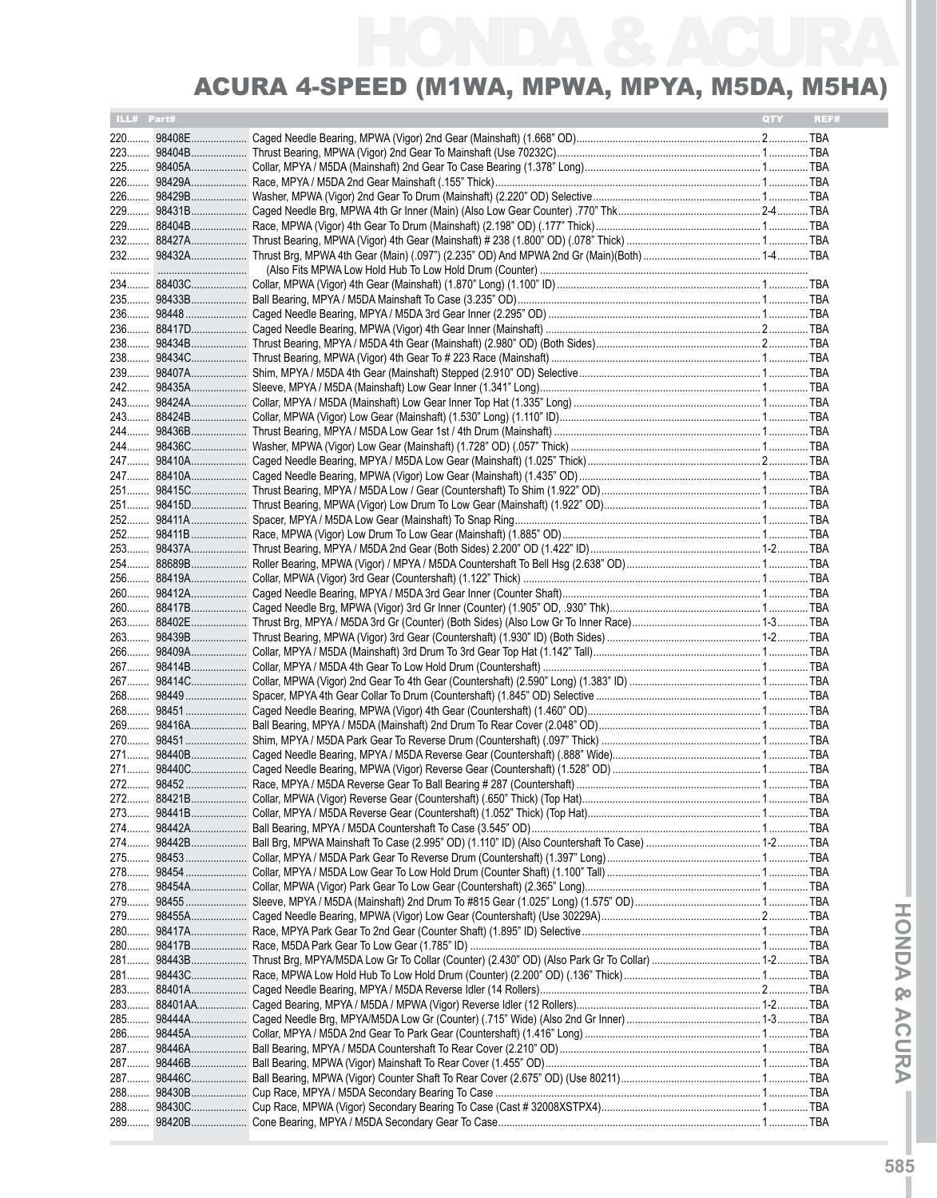# ACURA 4-SPEED (M1WA, MPWA, MPYA, M5DA, M5HA)

| ILL# | Part# | | QTY | REF# |
|---|---|---|---|---|
| 220 | 98408E | Caged Needle Bearing, MPWA (Vigor) 2nd Gear (Mainshaft) (1.668" OD) | 2 | TBA |
| 223 | 98404B | Thrust Bearing, MPWA (Vigor) 2nd Gear To Mainshaft (Use 70232C) | 1 | TBA |
| 225 | 98405A | Collar, MPYA / M5DA (Mainshaft) 2nd Gear To Case Bearing (1.378" Long) | 1 | TBA |
| 226 | 98429A | Race, MPYA / M5DA 2nd Gear Mainshaft (.155" Thick) | 1 | TBA |
| 226 | 98429B | Washer, MPWA (Vigor) 2nd Gear To Drum (Mainshaft) (2.220" OD) Selective | 1 | TBA |
| 229 | 98431B | Caged Needle Brg, MPWA 4th Gr Inner (Main) (Also Low Gear Counter) .770" Thk | 2-4 | TBA |
| 229 | 88404B | Race, MPWA (Vigor) 4th Gear To Drum (Mainshaft) (2.198" OD) (.177" Thick) | 1 | TBA |
| 232 | 88427A | Thrust Bearing, MPWA (Vigor) 4th Gear (Mainshaft) # 238 (1.800" OD) (.078" Thick) | 1 | TBA |
| 232 | 98432A | Thrust Brg, MPWA 4th Gear (Main) (.097") 2.235" OD) And MPWA 2nd Gr (Main)(Both) | 1-4 | TBA |
| ............ | ............................ | (Also Fits MPWA Low Hold Hub To Low Hold Drum (Counter) | | |
| 234 | 88403C | Collar, MPWA (Vigor) 4th Gear (Mainshaft) (1.870" Long) (1.100" ID) | 1 | TBA |
| 235 | 98433B | Ball Bearing, MPYA / M5DA Mainshaft To Case (3.235" OD) | 1 | TBA |
| 236 | 98448 | Caged Needle Bearing, MPYA / M5DA 3rd Gear Inner (2.295" OD) | 1 | TBA |
| 236 | 88417D | Caged Needle Bearing, MPWA (Vigor) 4th Gear Inner (Mainshaft) | 2 | TBA |
| 238 | 98434B | Thrust Bearing, MPYA / M5DA 4th Gear (Mainshaft) (2.980" OD) (Both Sides) | 2 | TBA |
| 238 | 98434C | Thrust Bearing, MPWA (Vigor) 4th Gear To # 223 Race (Mainshaft) | 1 | TBA |
| 239 | 98407A | Shim, MPYA / M5DA 4th Gear (Mainshaft) Stepped (2.910" OD) Selective | 1 | TBA |
| 242 | 98435A | Sleeve, MPYA / M5DA (Mainshaft) Low Gear Inner (1.341" Long) | 1 | TBA |
| 243 | 98424A | Collar, MPYA / M5DA (Mainshaft) Low Gear Inner Top Hat (1.335" Long) | 1 | TBA |
| 243 | 88424B | Collar, MPWA (Vigor) Low Gear (Mainshaft) (1.530" Long) (1.110" ID) | 1 | TBA |
| 244 | 98436B | Thrust Bearing, MPYA / M5DA Low Gear 1st / 4th Drum (Mainshaft) | 1 | TBA |
| 244 | 98436C | Washer, MPWA (Vigor) Low Gear (Mainshaft) (1.728" OD) (.057" Thick) | 1 | TBA |
| 247 | 98410A | Caged Needle Bearing, MPYA / M5DA Low Gear (Mainshaft) (1.025" Thick) | 2 | TBA |
| 247 | 88410A | Caged Needle Bearing, MPWA (Vigor) Low Gear (Mainshaft) (1.435" OD) | 1 | TBA |
| 251 | 98415C | Thrust Bearing, MPYA / M5DA Low / Gear (Countershaft) To Shim (1.922" OD) | 1 | TBA |
| 251 | 98415D | Thrust Bearing, MPWA (Vigor) Low Drum To Low Gear (Mainshaft) (1.922" OD) | 1 | TBA |
| 252 | 98411A | Spacer, MPYA / M5DA Low Gear (Mainshaft) To Snap Ring | 1 | TBA |
| 252 | 98411B | Race, MPWA (Vigor) Low Drum To Low Gear (Mainshaft) (1.885" OD) | 1 | TBA |
| 253 | 98437A | Thrust Bearing, MPYA / M5DA 2nd Gear (Both Sides) 2.200" OD (1.422" ID) | 1-2 | TBA |
| 254 | 88689B | Roller Bearing, MPWA (Vigor) / MPYA / M5DA Countershaft To Bell Hsg (2.638" OD) | 1 | TBA |
| 256 | 88419A | Collar, MPWA (Vigor) 3rd Gear (Countershaft) (1.122" Thick) | 1 | TBA |
| 260 | 98412A | Caged Needle Bearing, MPYA / M5DA 3rd Gear Inner (Counter Shaft) | 1 | TBA |
| 260 | 88417B | Caged Needle Brg, MPWA (Vigor) 3rd Gr Inner (Counter) (1.905" OD, .930" Thk) | 1 | TBA |
| 263 | 88402E | Thrust Brg, MPYA / M5DA 3rd Gr (Counter) (Both Sides) (Also Low Gr To Inner Race) | 1-3 | TBA |
| 263 | 98439B | Thrust Bearing, MPWA (Vigor) 3rd Gear (Countershaft) (1.930" ID) (Both Sides) | 1-2 | TBA |
| 266 | 98409A | Collar, MPYA / M5DA (Mainshaft) 3rd Drum To 3rd Gear Top Hat (1.142" Tall) | 1 | TBA |
| 267 | 98414B | Collar, MPYA / M5DA 4th Gear To Low Hold Drum (Countershaft) | 1 | TBA |
| 267 | 98414C | Collar, MPWA (Vigor) 2nd Gear To 4th Gear (Countershaft) (2.590" Long) (1.383" ID) | 1 | TBA |
| 268 | 98449 | Spacer, MPYA 4th Gear Collar To Drum (Countershaft) (1.845" OD) Selective | 1 | TBA |
| 268 | 98451 | Caged Needle Bearing, MPWA (Vigor) 4th Gear (Countershaft) (1.460" OD) | 1 | TBA |
| 269 | 98416A | Ball Bearing, MPYA / M5DA (Mainshaft) 2nd Drum To Rear Cover (2.048" OD) | 1 | TBA |
| 270 | 98451 | Shim, MPYA / M5DA Park Gear To Reverse Drum (Countershaft) (.097" Thick) | 1 | TBA |
| 271 | 98440B | Caged Needle Bearing, MPYA / M5DA Reverse Gear (Countershaft) (.888" Wide) | 1 | TBA |
| 271 | 98440C | Caged Needle Bearing, MPWA (Vigor) Reverse Gear (Countershaft) (1.528" OD) | 1 | TBA |
| 272 | 98452 | Race, MPYA / M5DA Reverse Gear To Ball Bearing # 287 (Countershaft) | 1 | TBA |
| 272 | 88421B | Collar, MPWA (Vigor) Reverse Gear (Countershaft) (.650" Thick) (Top Hat) | 1 | TBA |
| 273 | 98441B | Collar, MPYA / M5DA Reverse Gear (Countershaft) (1.052" Thick) (Top Hat) | 1 | TBA |
| 274 | 98442A | Ball Bearing, MPYA / M5DA Countershaft To Case (3.545" OD) | 1 | TBA |
| 274 | 98442B | Ball Brg, MPWA Mainshaft To Case (2.995" OD) (1.110" ID) (Also Countershaft To Case) | 1-2 | TBA |
| 275 | 98453 | Collar, MPYA / M5DA Park Gear To Reverse Drum (Countershaft) (1.397" Long) | 1 | TBA |
| 278 | 98454 | Collar, MPYA / M5DA Low Gear To Low Hold Drum (Counter Shaft) (1.100" Tall) | 1 | TBA |
| 278 | 98454A | Collar, MPWA (Vigor) Park Gear To Low Gear (Countershaft) (2.365" Long) | 1 | TBA |
| 279 | 98455 | Sleeve, MPYA / M5DA (Mainshaft) 2nd Drum To #815 Gear (1.025" Long) (1.575" OD) | 1 | TBA |
| 279 | 98455A | Caged Needle Bearing, MPWA (Vigor) Low Gear (Countershaft) (Use 30229A) | 2 | TBA |
| 280 | 98417A | Race, MPYA Park Gear To 2nd Gear (Counter Shaft) (1.895" ID) Selective | 1 | TBA |
| 280 | 98417B | Race, M5DA Park Gear To Low Gear (1.785" ID) | 1 | TBA |
| 281 | 98443B | Thrust Brg, MPYA/M5DA Low Gr To Collar (Counter) (2.430" OD) (Also Park Gr To Collar) | 1-2 | TBA |
| 281 | 98443C | Race, MPWA Low Hold Hub To Low Hold Drum (Counter) (2.200" OD) (.136" Thick) | 1 | TBA |
| 283 | 88401A | Caged Needle Bearing, MPYA / M5DA Reverse Idler (14 Rollers) | 2 | TBA |
| 283 | 88401AA | Caged Bearing, MPYA / M5DA / MPWA (Vigor) Reverse Idler (12 Rollers) | 1-2 | TBA |
| 285 | 98444A | Caged Needle Brg, MPYA/M5DA Low Gr (Counter) (.715" Wide) (Also 2nd Gr Inner) | 1-3 | TBA |
| 286 | 98445A | Collar, MPYA / M5DA 2nd Gear To Park Gear (Countershaft) (1.416" Long) | 1 | TBA |
| 287 | 98446A | Ball Bearing, MPYA / M5DA Countershaft To Rear Cover (2.210" OD) | 1 | TBA |
| 287 | 98446B | Ball Bearing, MPWA (Vigor) Mainshaft To Rear Cover (1.455" OD) | 1 | TBA |
| 287 | 98446C | Ball Bearing, MPWA (Vigor) Counter Shaft To Rear Cover (2.675" OD) (Use 80211) | 1 | TBA |
| 288 | 98430B | Cup Race, MPYA / M5DA Secondary Bearing To Case | 1 | TBA |
| 288 | 98430C | Cup Race, MPWA (Vigor) Secondary Bearing To Case (Cast # 32008XSTPX4) | 1 | TBA |
| 289 | 98420B | Cone Bearing, MPYA / M5DA Secondary Gear To Case | 1 | TBA |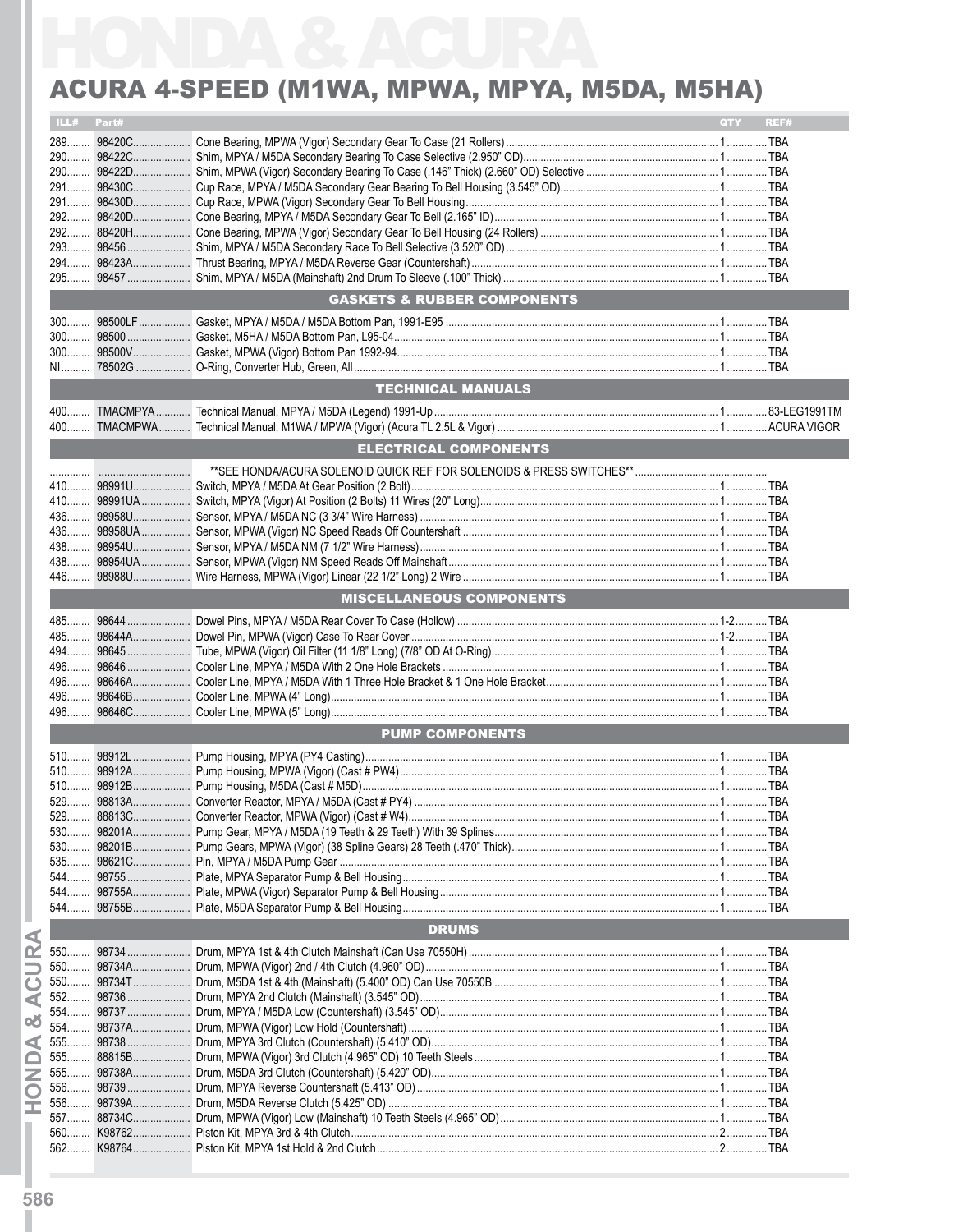# ACURA 4-SPEED (M1WA, MPWA, MPYA, M5DA, M5HA)

| ILL# | Part# | | QTY | REF# |
|---|---|---|---|---|
| 289 | 98420C | Cone Bearing, MPWA (Vigor) Secondary Gear To Case (21 Rollers) | 1 | TBA |
| 290 | 98422C | Shim, MPYA / M5DA Secondary Bearing To Case Selective (2.950" OD) | 1 | TBA |
| 290 | 98422D | Shim, MPWA (Vigor) Secondary Bearing To Case (.146" Thick) (2.660" OD) Selective | 1 | TBA |
| 291 | 98430C | Cup Race, MPYA / M5DA Secondary Gear Bearing To Bell Housing (3.545" OD) | 1 | TBA |
| 291 | 98430D | Cup Race, MPWA (Vigor) Secondary Gear To Bell Housing | 1 | TBA |
| 292 | 98420D | Cone Bearing, MPYA / M5DA Secondary Gear To Bell (2.165" ID) | 1 | TBA |
| 292 | 88420H | Cone Bearing, MPWA (Vigor) Secondary Gear To Bell Housing (24 Rollers) | 1 | TBA |
| 293 | 98456 | Shim, MPYA / M5DA Secondary Race To Bell Selective (3.520" OD) | 1 | TBA |
| 294 | 98423A | Thrust Bearing, MPYA / M5DA Reverse Gear (Countershaft) | 1 | TBA |
| 295 | 98457 | Shim, MPYA / M5DA (Mainshaft) 2nd Drum To Sleeve (.100" Thick) | 1 | TBA |
| | | **GASKETS & RUBBER COMPONENTS** | | |
| 300 | 98500LF | Gasket, MPYA / M5DA / M5DA Bottom Pan, 1991-E95 | 1 | TBA |
| 300 | 98500 | Gasket, M5HA / M5DA Bottom Pan, L95-04 | 1 | TBA |
| 300 | 98500V | Gasket, MPWA (Vigor) Bottom Pan 1992-94 | 1 | TBA |
| NI | 78502G | O-Ring, Converter Hub, Green, All | 1 | TBA |
| | | **TECHNICAL MANUALS** | | |
| 400 | TMACMPYA | Technical Manual, MPYA / M5DA (Legend) 1991-Up | 1 | 83-LEG1991TM |
| 400 | TMACMPWA | Technical Manual, M1WA / MPWA (Vigor) (Acura TL 2.5L & Vigor) | 1 | ACURA VIGOR |
| | | **ELECTRICAL COMPONENTS** | | |
| | | **SEE HONDA/ACURA SOLENOID QUICK REF FOR SOLENOIDS & PRESS SWITCHES** | | |
| 410 | 98991U | Switch, MPYA / M5DA At Gear Position (2 Bolt) | 1 | TBA |
| 410 | 98991UA | Switch, MPYA (Vigor) At Position (2 Bolts) 11 Wires (20" Long) | 1 | TBA |
| 436 | 98958U | Sensor, MPYA / M5DA NC (3 3/4" Wire Harness) | 1 | TBA |
| 436 | 98958UA | Sensor, MPWA (Vigor) NC Speed Reads Off Countershaft | 1 | TBA |
| 438 | 98954U | Sensor, MPYA / M5DA NM (7 1/2" Wire Harness) | 1 | TBA |
| 438 | 98954UA | Sensor, MPWA (Vigor) NM Speed Reads Off Mainshaft | 1 | TBA |
| 446 | 98988U | Wire Harness, MPWA (Vigor) Linear (22 1/2" Long) 2 Wire | 1 | TBA |
| | | **MISCELLANEOUS COMPONENTS** | | |
| 485 | 98644 | Dowel Pins, MPYA / M5DA Rear Cover To Case (Hollow) | 1-2 | TBA |
| 485 | 98644A | Dowel Pin, MPWA (Vigor) Case To Rear Cover | 1-2 | TBA |
| 494 | 98645 | Tube, MPWA (Vigor) Oil Filter (11 1/8" Long) (7/8" OD At O-Ring) | 1 | TBA |
| 496 | 98646 | Cooler Line, MPYA / M5DA With 2 One Hole Brackets | 1 | TBA |
| 496 | 98646A | Cooler Line, MPYA / M5DA With 1 Three Hole Bracket & 1 One Hole Bracket | 1 | TBA |
| 496 | 98646B | Cooler Line, MPWA (4" Long) | 1 | TBA |
| 496 | 98646C | Cooler Line, MPWA (5" Long) | 1 | TBA |
| | | **PUMP COMPONENTS** | | |
| 510 | 98912L | Pump Housing, MPYA (PY4 Casting) | 1 | TBA |
| 510 | 98912A | Pump Housing, MPWA (Vigor) (Cast # PW4) | 1 | TBA |
| 510 | 98912B | Pump Housing, M5DA (Cast # M5D) | 1 | TBA |
| 529 | 98813A | Converter Reactor, MPYA / M5DA (Cast # PY4) | 1 | TBA |
| 529 | 88813C | Converter Reactor, MPWA (Vigor) (Cast # W4) | 1 | TBA |
| 530 | 98201A | Pump Gear, MPYA / M5DA (19 Teeth & 29 Teeth) With 39 Splines | 1 | TBA |
| 530 | 98201B | Pump Gears, MPWA (Vigor) (38 Spline Gears) 28 Teeth (.470" Thick) | 1 | TBA |
| 535 | 98621C | Pin, MPYA / M5DA Pump Gear | 1 | TBA |
| 544 | 98755 | Plate, MPYA Separator Pump & Bell Housing | 1 | TBA |
| 544 | 98755A | Plate, MPWA (Vigor) Separator Pump & Bell Housing | 1 | TBA |
| 544 | 98755B | Plate, M5DA Separator Pump & Bell Housing | 1 | TBA |
| | | **DRUMS** | | |
| 550 | 98734 | Drum, MPYA 1st & 4th Clutch Mainshaft (Can Use 70550H) | 1 | TBA |
| 550 | 98734A | Drum, MPWA (Vigor) 2nd / 4th Clutch (4.960" OD) | 1 | TBA |
| 550 | 98734T | Drum, M5DA 1st & 4th (Mainshaft) (5.400" OD) Can Use 70550B | 1 | TBA |
| 552 | 98736 | Drum, MPYA 2nd Clutch (Mainshaft) (3.545" OD) | 1 | TBA |
| 554 | 98737 | Drum, MPYA / M5DA Low (Countershaft) (3.545" OD) | 1 | TBA |
| 554 | 98737A | Drum, MPWA (Vigor) Low Hold (Countershaft) | 1 | TBA |
| 555 | 98738 | Drum, MPYA 3rd Clutch (Countershaft) (5.410" OD) | 1 | TBA |
| 555 | 88815B | Drum, MPWA (Vigor) 3rd Clutch (4.965" OD) 10 Teeth Steels | 1 | TBA |
| 555 | 98738A | Drum, M5DA 3rd Clutch (Countershaft) (5.420" OD) | 1 | TBA |
| 556 | 98739 | Drum, MPYA Reverse Countershaft (5.413" OD) | 1 | TBA |
| 556 | 98739A | Drum, M5DA Reverse Clutch (5.425" OD) | 1 | TBA |
| 557 | 88734C | Drum, MPWA (Vigor) Low (Mainshaft) 10 Teeth Steels (4.965" OD) | 1 | TBA |
| 560 | K98762 | Piston Kit, MPYA 3rd & 4th Clutch | 2 | TBA |
| 562 | K98764 | Piston Kit, MPYA 1st Hold & 2nd Clutch | 2 | TBA |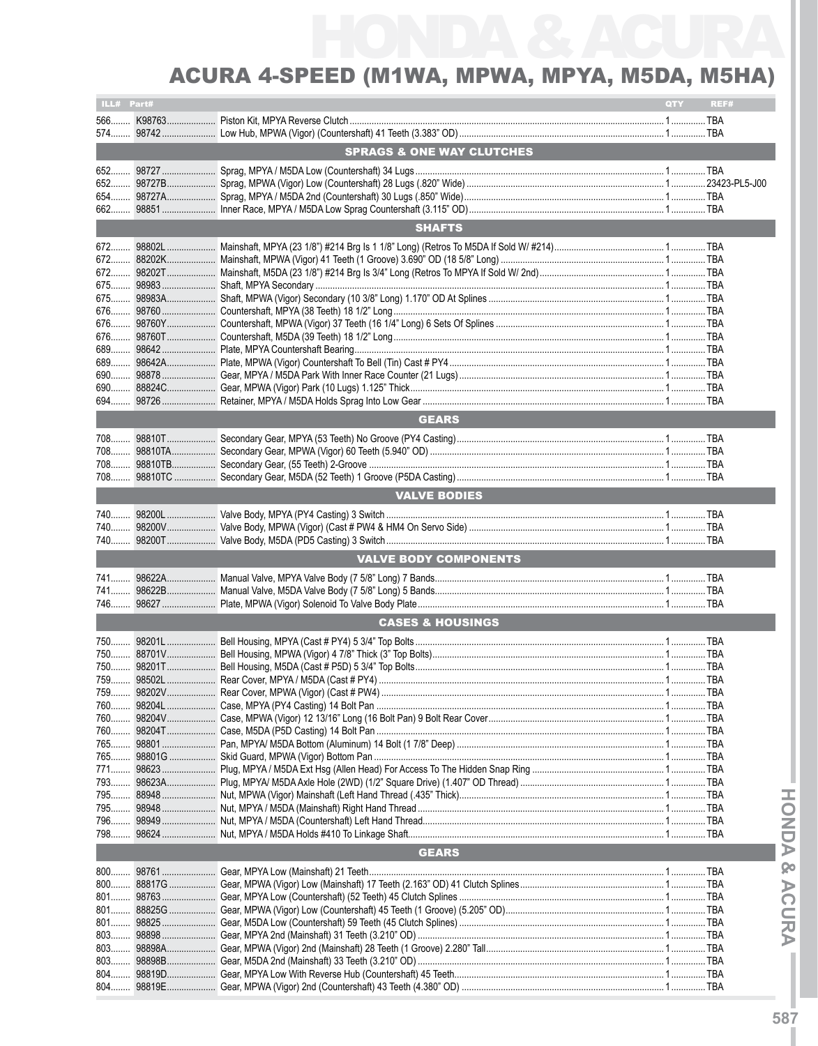# ACURA 4-SPEED (M1WA, MPWA, MPYA, M5DA, M5HA)

| ILL# | Part# | | QTY | REF# |
|---|---|---|---|---|
| 566 | K98763 | Piston Kit, MPYA Reverse Clutch | 1 | TBA |
| 574 | 98742 | Low Hub, MPWA (Vigor) (Countershaft) 41 Teeth (3.383" OD) | 1 | TBA |
| | | **SPRAGS & ONE WAY CLUTCHES** | | |
| 652 | 98727 | Sprag, MPYA / M5DA Low (Countershaft) 34 Lugs | 1 | TBA |
| 652 | 98727B | Sprag, MPWA (Vigor) Low (Countershaft) 28 Lugs (.820" Wide) | 1 | 23423-PL5-J00 |
| 654 | 98727A | Sprag, MPYA / M5DA 2nd (Countershaft) 30 Lugs (.850" Wide) | 1 | TBA |
| 662 | 98851 | Inner Race, MPYA / M5DA Low Sprag Countershaft (3.115" OD) | 1 | TBA |
| | | **SHAFTS** | | |
| 672 | 98802L | Mainshaft, MPYA (23 1/8") #214 Brg Is 1 1/8" Long) (Retros To M5DA If Sold W/ #214) | 1 | TBA |
| 672 | 88202K | Mainshaft, MPWA (Vigor) 41 Teeth (1 Groove) 3.690" OD (18 5/8" Long) | 1 | TBA |
| 672 | 98202T | Mainshaft, M5DA (23 1/8") #214 Brg Is 3/4" Long (Retros To MPYA If Sold W/ 2nd) | 1 | TBA |
| 675 | 98983 | Shaft, MPYA Secondary | 1 | TBA |
| 675 | 98983A | Shaft, MPWA (Vigor) Secondary (10 3/8" Long) 1.170" OD At Splines | 1 | TBA |
| 676 | 98760 | Countershaft, MPYA (38 Teeth) 18 1/2" Long | 1 | TBA |
| 676 | 98760Y | Countershaft, MPWA (Vigor) 37 Teeth (16 1/4" Long) 6 Sets Of Splines | 1 | TBA |
| 676 | 98760T | Countershaft, M5DA (39 Teeth) 18 1/2" Long | 1 | TBA |
| 689 | 98642 | Plate, MPYA Countershaft Bearing | 1 | TBA |
| 689 | 98642A | Plate, MPWA (Vigor) Countershaft To Bell (Tin) Cast # PY4 | 1 | TBA |
| 690 | 98878 | Gear, MPYA / M5DA Park With Inner Race Counter (21 Lugs) | 1 | TBA |
| 690 | 88824C | Gear, MPWA (Vigor) Park (10 Lugs) 1.125" Thick | 1 | TBA |
| 694 | 98726 | Retainer, MPYA / M5DA Holds Sprag Into Low Gear | 1 | TBA |
| | | **GEARS** | | |
| 708 | 98810T | Secondary Gear, MPYA (53 Teeth) No Groove (PY4 Casting) | 1 | TBA |
| 708 | 98810TA | Secondary Gear, MPWA (Vigor) 60 Teeth (5.940" OD) | 1 | TBA |
| 708 | 98810TB | Secondary Gear, (55 Teeth) 2-Groove | 1 | TBA |
| 708 | 98810TC | Secondary Gear, M5DA (52 Teeth) 1 Groove (P5DA Casting) | 1 | TBA |
| | | **VALVE BODIES** | | |
| 740 | 98200L | Valve Body, MPYA (PY4 Casting) 3 Switch | 1 | TBA |
| 740 | 98200V | Valve Body, MPWA (Vigor) (Cast # PW4 & HM4 On Servo Side) | 1 | TBA |
| 740 | 98200T | Valve Body, M5DA (PD5 Casting) 3 Switch | 1 | TBA |
| | | **VALVE BODY COMPONENTS** | | |
| 741 | 98622A | Manual Valve, MPYA Valve Body (7 5/8" Long) 7 Bands | 1 | TBA |
| 741 | 98622B | Manual Valve, M5DA Valve Body (7 5/8" Long) 5 Bands | 1 | TBA |
| 746 | 98627 | Plate, MPWA (Vigor) Solenoid To Valve Body Plate | 1 | TBA |
| | | **CASES & HOUSINGS** | | |
| 750 | 98201L | Bell Housing, MPYA (Cast # PY4) 5 3/4" Top Bolts | 1 | TBA |
| 750 | 88701V | Bell Housing, MPWA (Vigor) 4 7/8" Thick (3" Top Bolts) | 1 | TBA |
| 750 | 98201T | Bell Housing, M5DA (Cast # P5D) 5 3/4" Top Bolts | 1 | TBA |
| 759 | 98502L | Rear Cover, MPYA / M5DA (Cast # PY4) | 1 | TBA |
| 759 | 98202V | Rear Cover, MPWA (Vigor) (Cast # PW4) | 1 | TBA |
| 760 | 98204L | Case, MPYA (PY4 Casting) 14 Bolt Pan | 1 | TBA |
| 760 | 98204V | Case, MPWA (Vigor) 12 13/16" Long (16 Bolt Pan) 9 Bolt Rear Cover | 1 | TBA |
| 760 | 98204T | Case, M5DA (P5D Casting) 14 Bolt Pan | 1 | TBA |
| 765 | 98801 | Pan, MPYA/ M5DA Bottom (Aluminum) 14 Bolt (1 7/8" Deep) | 1 | TBA |
| 765 | 98801G | Skid Guard, MPWA (Vigor) Bottom Pan | 1 | TBA |
| 771 | 98623 | Plug, MPYA / M5DA Ext Hsg (Allen Head) For Access To The Hidden Snap Ring | 1 | TBA |
| 793 | 98623A | Plug, MPYA/ M5DA Axle Hole (2WD) (1/2" Square Drive) (1.407" OD Thread) | 1 | TBA |
| 795 | 88948 | Nut, MPWA (Vigor) Mainshaft (Left Hand Thread (.435" Thick) | 1 | TBA |
| 795 | 98948 | Nut, MPYA / M5DA (Mainshaft) Right Hand Thread | 1 | TBA |
| 796 | 98949 | Nut, MPYA / M5DA (Countershaft) Left Hand Thread | 1 | TBA |
| 798 | 98624 | Nut, MPYA / M5DA Holds #410 To Linkage Shaft | 1 | TBA |
| | | **GEARS** | | |
| 800 | 98761 | Gear, MPYA Low (Mainshaft) 21 Teeth | 1 | TBA |
| 800 | 88817G | Gear, MPWA (Vigor) Low (Mainshaft) 17 Teeth (2.163" OD) 41 Clutch Splines | 1 | TBA |
| 801 | 98763 | Gear, MPYA Low (Countershaft) (52 Teeth) 45 Clutch Splines | 1 | TBA |
| 801 | 88825G | Gear, MPWA (Vigor) Low (Countershaft) 45 Teeth (1 Groove) (5.205" OD) | 1 | TBA |
| 801 | 98825 | Gear, M5DA Low (Countershaft) 59 Teeth (45 Clutch Splines) | 1 | TBA |
| 803 | 98898 | Gear, MPYA 2nd (Mainshaft) 31 Teeth (3.210" OD) | 1 | TBA |
| 803 | 98898A | Gear, MPWA (Vigor) 2nd (Mainshaft) 28 Teeth (1 Groove) 2.280" Tall | 1 | TBA |
| 803 | 98898B | Gear, M5DA 2nd (Mainshaft) 33 Teeth (3.210" OD) | 1 | TBA |
| 804 | 98819D | Gear, MPYA Low With Reverse Hub (Countershaft) 45 Teeth | 1 | TBA |
| 804 | 98819E | Gear, MPWA (Vigor) 2nd (Countershaft) 43 Teeth (4.380" OD) | 1 | TBA |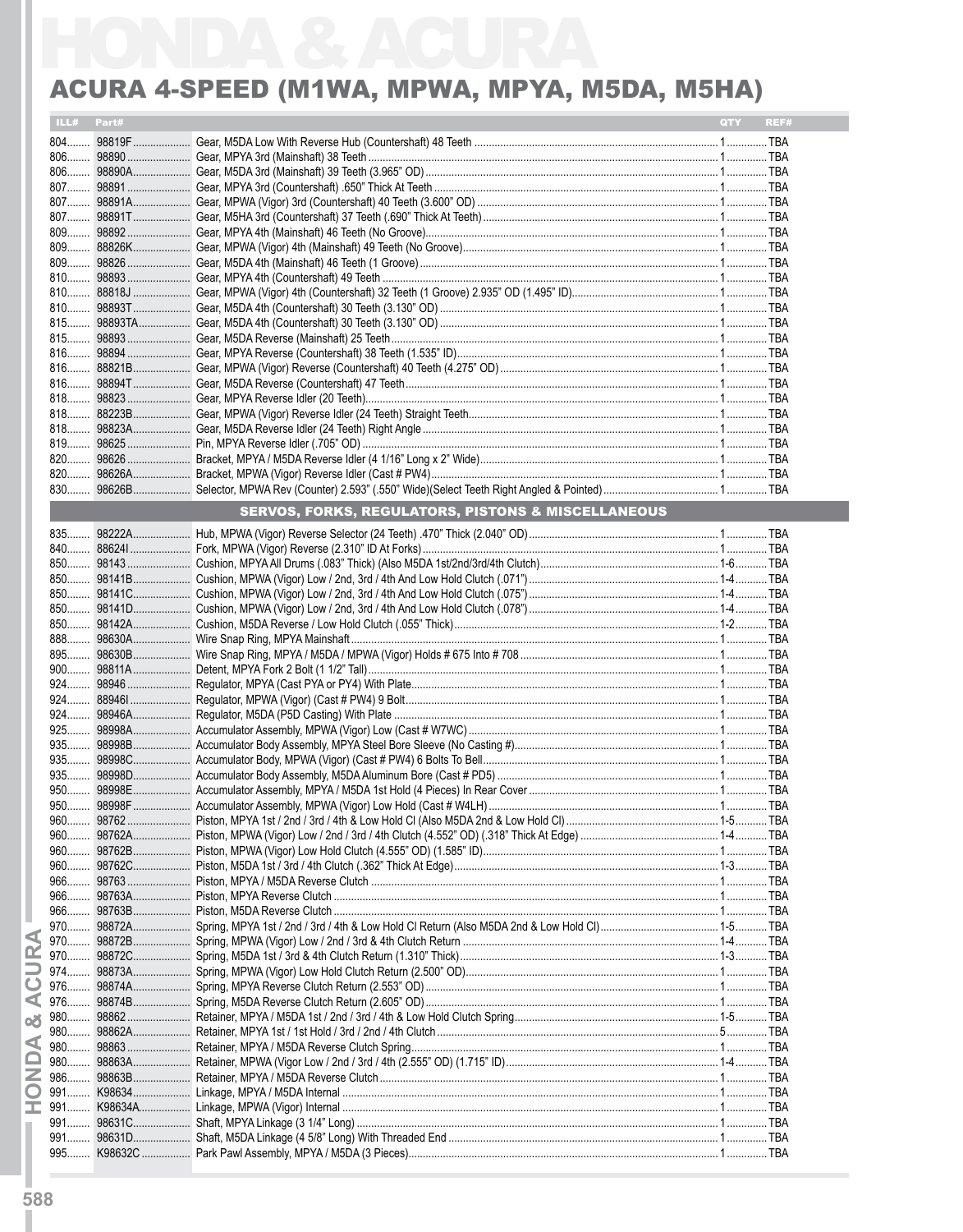# HONDA & ACURA

## ACURA 4-SPEED (M1WA, MPWA, MPYA, M5DA, M5HA)

| ILL# | Part# | | QTY | REF# |
|---|---|---|---|---|
| 804 | 98819F | Gear, M5DA Low With Reverse Hub (Countershaft) 48 Teeth | 1 | TBA |
| 806 | 98890 | Gear, MPYA 3rd (Mainshaft) 38 Teeth | 1 | TBA |
| 806 | 98890A | Gear, M5DA 3rd (Mainshaft) 39 Teeth (3.965" OD) | 1 | TBA |
| 807 | 98891 | Gear, MPYA 3rd (Countershaft) .650" Thick At Teeth | 1 | TBA |
| 807 | 98891A | Gear, MPWA (Vigor) 3rd (Countershaft) 40 Teeth (3.600" OD) | 1 | TBA |
| 807 | 98891T | Gear, M5HA 3rd (Countershaft) 37 Teeth (.690" Thick At Teeth) | 1 | TBA |
| 809 | 98892 | Gear, MPYA 4th (Mainshaft) 46 Teeth (No Groove) | 1 | TBA |
| 809 | 88826K | Gear, MPWA (Vigor) 4th (Mainshaft) 49 Teeth (No Groove) | 1 | TBA |
| 809 | 98826 | Gear, M5DA 4th (Mainshaft) 46 Teeth (1 Groove) | 1 | TBA |
| 810 | 98893 | Gear, MPYA 4th (Countershaft) 49 Teeth | 1 | TBA |
| 810 | 88818J | Gear, MPWA (Vigor) 4th (Countershaft) 32 Teeth (1 Groove) 2.935" OD (1.495" ID) | 1 | TBA |
| 810 | 98893T | Gear, M5DA 4th (Countershaft) 30 Teeth (3.130" OD) | 1 | TBA |
| 815 | 98893TA | Gear, M5DA 4th (Countershaft) 30 Teeth (3.130" OD) | 1 | TBA |
| 815 | 98893 | Gear, M5DA Reverse (Mainshaft) 25 Teeth | 1 | TBA |
| 816 | 98894 | Gear, MPYA Reverse (Countershaft) 38 Teeth (1.535" ID) | 1 | TBA |
| 816 | 88821B | Gear, MPWA (Vigor) Reverse (Countershaft) 40 Teeth (4.275" OD) | 1 | TBA |
| 816 | 98894T | Gear, M5DA Reverse (Countershaft) 47 Teeth | 1 | TBA |
| 818 | 98823 | Gear, MPYA Reverse Idler (20 Teeth) | 1 | TBA |
| 818 | 88223B | Gear, MPWA (Vigor) Reverse Idler (24 Teeth) Straight Teeth | 1 | TBA |
| 818 | 98823A | Gear, M5DA Reverse Idler (24 Teeth) Right Angle | 1 | TBA |
| 819 | 98625 | Pin, MPYA Reverse Idler (.705" OD) | 1 | TBA |
| 820 | 98626 | Bracket, MPYA / M5DA Reverse Idler (4 1/16" Long x 2" Wide) | 1 | TBA |
| 820 | 98626A | Bracket, MPWA (Vigor) Reverse Idler (Cast # PW4) | 1 | TBA |
| 830 | 98626B | Selector, MPWA Rev (Counter) 2.593" (.550" Wide)(Select Teeth Right Angled & Pointed) | 1 | TBA |

### SERVOS, FORKS, REGULATORS, PISTONS & MISCELLANEOUS

| ILL# | Part# | | QTY | REF# |
|---|---|---|---|---|
| 835 | 98222A | Hub, MPWA (Vigor) Reverse Selector (24 Teeth) .470" Thick (2.040" OD) | 1 | TBA |
| 840 | 88624I | Fork, MPWA (Vigor) Reverse (2.310" ID At Forks) | 1 | TBA |
| 850 | 98143 | Cushion, MPYA All Drums (.083" Thick) (Also M5DA 1st/2nd/3rd/4th Clutch) | 1-6 | TBA |
| 850 | 98141B | Cushion, MPWA (Vigor) Low / 2nd, 3rd / 4th And Low Hold Clutch (.071") | 1-4 | TBA |
| 850 | 98141C | Cushion, MPWA (Vigor) Low / 2nd, 3rd / 4th And Low Hold Clutch (.075") | 1-4 | TBA |
| 850 | 98141D | Cushion, MPWA (Vigor) Low / 2nd, 3rd / 4th And Low Hold Clutch (.078") | 1-4 | TBA |
| 850 | 98142A | Cushion, M5DA Reverse / Low Hold Clutch (.055" Thick) | 1-2 | TBA |
| 888 | 98630A | Wire Snap Ring, MPYA Mainshaft | 1 | TBA |
| 895 | 98630B | Wire Snap Ring, MPYA / M5DA / MPWA (Vigor) Holds # 675 Into # 708 | 1 | TBA |
| 900 | 98811A | Detent, MPYA Fork 2 Bolt (1 1/2" Tall) | 1 | TBA |
| 924 | 98946 | Regulator, MPYA (Cast PYA or PY4) With Plate | 1 | TBA |
| 924 | 88946I | Regulator, MPWA (Vigor) (Cast # PW4) 9 Bolt | 1 | TBA |
| 924 | 98946A | Regulator, M5DA (P5D Casting) With Plate | 1 | TBA |
| 925 | 98998A | Accumulator Assembly, MPWA (Vigor) Low (Cast # W7WC) | 1 | TBA |
| 935 | 98998B | Accumulator Body Assembly, MPYA Steel Bore Sleeve (No Casting #) | 1 | TBA |
| 935 | 98998C | Accumulator Body, MPWA (Vigor) (Cast # PW4) 6 Bolts To Bell | 1 | TBA |
| 935 | 98998D | Accumulator Body Assembly, M5DA Aluminum Bore (Cast # PD5) | 1 | TBA |
| 950 | 98998E | Accumulator Assembly, MPYA / M5DA 1st Hold (4 Pieces) In Rear Cover | 1 | TBA |
| 950 | 98998F | Accumulator Assembly, MPWA (Vigor) Low Hold (Cast # W4LH) | 1 | TBA |
| 960 | 98762 | Piston, MPYA 1st / 2nd / 3rd / 4th & Low Hold Cl (Also M5DA 2nd & Low Hold Cl) | 1-5 | TBA |
| 960 | 98762A | Piston, MPWA (Vigor) Low / 2nd / 3rd / 4th Clutch (4.552" OD) (.318" Thick At Edge) | 1-4 | TBA |
| 960 | 98762B | Piston, MPWA (Vigor) Low Hold Clutch (4.555" OD) (1.585" ID) | 1 | TBA |
| 960 | 98762C | Piston, M5DA 1st / 3rd / 4th Clutch (.362" Thick At Edge) | 1-3 | TBA |
| 966 | 98763 | Piston, MPYA / M5DA Reverse Clutch | 1 | TBA |
| 966 | 98763A | Piston, MPYA Reverse Clutch | 1 | TBA |
| 966 | 98763B | Piston, M5DA Reverse Clutch | 1 | TBA |
| 970 | 98872A | Spring, MPYA 1st / 2nd / 3rd / 4th & Low Hold Cl Return (Also M5DA 2nd & Low Hold Cl) | 1-5 | TBA |
| 970 | 98872B | Spring, MPWA (Vigor) Low / 2nd / 3rd & 4th Clutch Return | 1-4 | TBA |
| 970 | 98872C | Spring, M5DA 1st / 3rd & 4th Clutch Return (1.310" Thick) | 1-3 | TBA |
| 974 | 98873A | Spring, MPWA (Vigor) Low Hold Clutch Return (2.500" OD) | 1 | TBA |
| 976 | 98874A | Spring, MPYA Reverse Clutch Return (2.553" OD) | 1 | TBA |
| 976 | 98874B | Spring, M5DA Reverse Clutch Return (2.605" OD) | 1 | TBA |
| 980 | 98862 | Retainer, MPYA / M5DA 1st / 2nd / 3rd / 4th & Low Hold Clutch Spring | 1-5 | TBA |
| 980 | 98862A | Retainer, MPYA 1st / 1st Hold / 3rd / 2nd / 4th Clutch | 5 | TBA |
| 980 | 98863 | Retainer, MPYA / M5DA Reverse Clutch Spring | 1 | TBA |
| 980 | 98863A | Retainer, MPWA (Vigor Low / 2nd / 3rd / 4th (2.555" OD) 1.715" ID) | 1-4 | TBA |
| 986 | 98863B | Retainer, MPYA / M5DA Reverse Clutch | 1 | TBA |
| 991 | K98634 | Linkage, MPYA / M5DA Internal | 1 | TBA |
| 991 | K98634A | Linkage, MPWA (Vigor) Internal | 1 | TBA |
| 991 | 98631C | Shaft, MPYA Linkage (3 1/4" Long) | 1 | TBA |
| 991 | 98631D | Shaft, M5DA Linkage (4 5/8" Long) With Threaded End | 1 | TBA |
| 995 | K98632C | Park Pawl Assembly, MPYA / M5DA (3 Pieces) | 1 | TBA |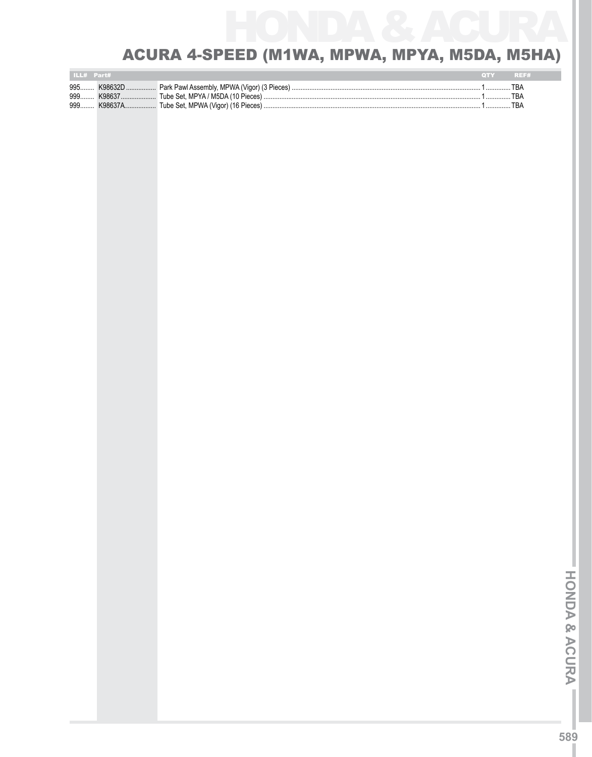# ACURA 4-SPEED (M1WA, MPWA, MPYA, M5DA, M5HA)

| ILL# | Part# | | QTY | REF# |
|---|---|---|---|---|
| 995 | K98632D | Park Pawl Assembly, MPWA (Vigor) (3 Pieces) | 1 | TBA |
| 999 | K98637 | Tube Set, MPYA / M5DA (10 Pieces) | 1 | TBA |
| 999 | K98637A | Tube Set, MPWA (Vigor) (16 Pieces) | 1 | TBA |